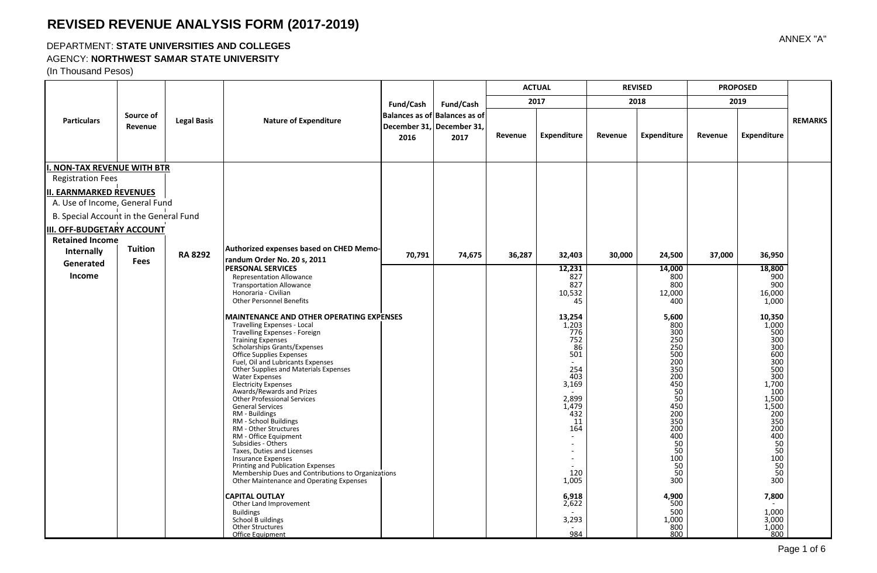# REVISED REVENUE ANALYSIS FORM (2017-2019)

ANNEX "A"

DEPARTMENT: **STATE UNIVERSITIES AND COLLEGES**

AGENCY: **NORTHWEST SAMAR STATE UNIVERSITY**

(In Thousand Pesos)

| Particulars | Source of Revenue | Legal Basis | Nature of Expenditure | Fund/Cash Balances as of December 31, 2016 | Fund/Cash Balances as of December 31, 2017 | ACTUAL 2017 Revenue | ACTUAL 2017 Expenditure | REVISED 2018 Revenue | REVISED 2018 Expenditure | PROPOSED 2019 Revenue | PROPOSED 2019 Expenditure | REMARKS |
|---|---|---|---|---|---|---|---|---|---|---|---|---|
| **I. NON-TAX REVENUE WITH BTR** | | | | | | | | | | | | |
| Registration Fees | | | | | | | | | | | | |
| **II. EARNMARKED REVENUES** | | | | | | | | | | | | |
| A. Use of Income, General Fund | | | | | | | | | | | | |
| B. Special Account in the General Fund | | | | | | | | | | | | |
| **III. OFF-BUDGETARY ACCOUNT** | | | | | | | | | | | | |
| **Retained Income Internally Generated Income** | **Tuition Fees** | **RA 8292** | **Authorized expenses based on CHED Memorandum Order No. 20 s, 2011** | 70,791 | 74,675 | 36,287 | 32,403 | 30,000 | 24,500 | 37,000 | 36,950 | |
| | | | **PERSONAL SERVICES** | | | | **12,231** | | **14,000** | | **18,800** | |
| | | | Representation Allowance | | | | 827 | | 800 | | 900 | |
| | | | Transportation Allowance | | | | 827 | | 800 | | 900 | |
| | | | Honoraria - Civilian | | | | 10,532 | | 12,000 | | 16,000 | |
| | | | Other Personnel Benefits | | | | 45 | | 400 | | 1,000 | |
| | | | **MAINTENANCE AND OTHER OPERATING EXPENSES** | | | | **13,254** | | **5,600** | | **10,350** | |
| | | | Travelling Expenses - Local | | | | 1,203 | | 800 | | 1,000 | |
| | | | Travelling Expenses - Foreign | | | | 776 | | 300 | | 500 | |
| | | | Training Expenses | | | | 752 | | 250 | | 300 | |
| | | | Scholarships Grants/Expenses | | | | 86 | | 250 | | 300 | |
| | | | Office Supplies Expenses | | | | 501 | | 500 | | 600 | |
| | | | Fuel, Oil and Lubricants Expenses | | | | - | | 200 | | 300 | |
| | | | Other Supplies and Materials Expenses | | | | 254 | | 350 | | 500 | |
| | | | Water Expenses | | | | 403 | | 200 | | 300 | |
| | | | Electricity Expenses | | | | 3,169 | | 450 | | 1,700 | |
| | | | Awards/Rewards and Prizes | | | | - | | 50 | | 100 | |
| | | | Other Professional Services | | | | 2,899 | | 50 | | 1,500 | |
| | | | General Services | | | | 1,479 | | 450 | | 1,500 | |
| | | | RM - Buildings | | | | 432 | | 200 | | 200 | |
| | | | RM - School Buildings | | | | 11 | | 350 | | 350 | |
| | | | RM - Other Structures | | | | 164 | | 200 | | 200 | |
| | | | RM - Office Equipment | | | | - | | 400 | | 400 | |
| | | | Subsidies - Others | | | | - | | 50 | | 50 | |
| | | | Taxes, Duties and Licenses | | | | - | | 50 | | 50 | |
| | | | Insurance Expenses | | | | - | | 100 | | 100 | |
| | | | Printing and Publication Expenses | | | | - | | 50 | | 50 | |
| | | | Membership Dues and Contributions to Organizations | | | | 120 | | 50 | | 50 | |
| | | | Other Maintenance and Operating Expenses | | | | 1,005 | | 300 | | 300 | |
| | | | **CAPITAL OUTLAY** | | | | **6,918** | | **4,900** | | **7,800** | |
| | | | Other Land Improvement | | | | 2,622 | | 500 | | - | |
| | | | Buildings | | | | - | | 500 | | 1,000 | |
| | | | School B uildings | | | | 3,293 | | 1,000 | | 3,000 | |
| | | | Other Structures | | | | - | | 800 | | 1,000 | |
| | | | Office Equipment | | | | 984 | | 800 | | 800 | |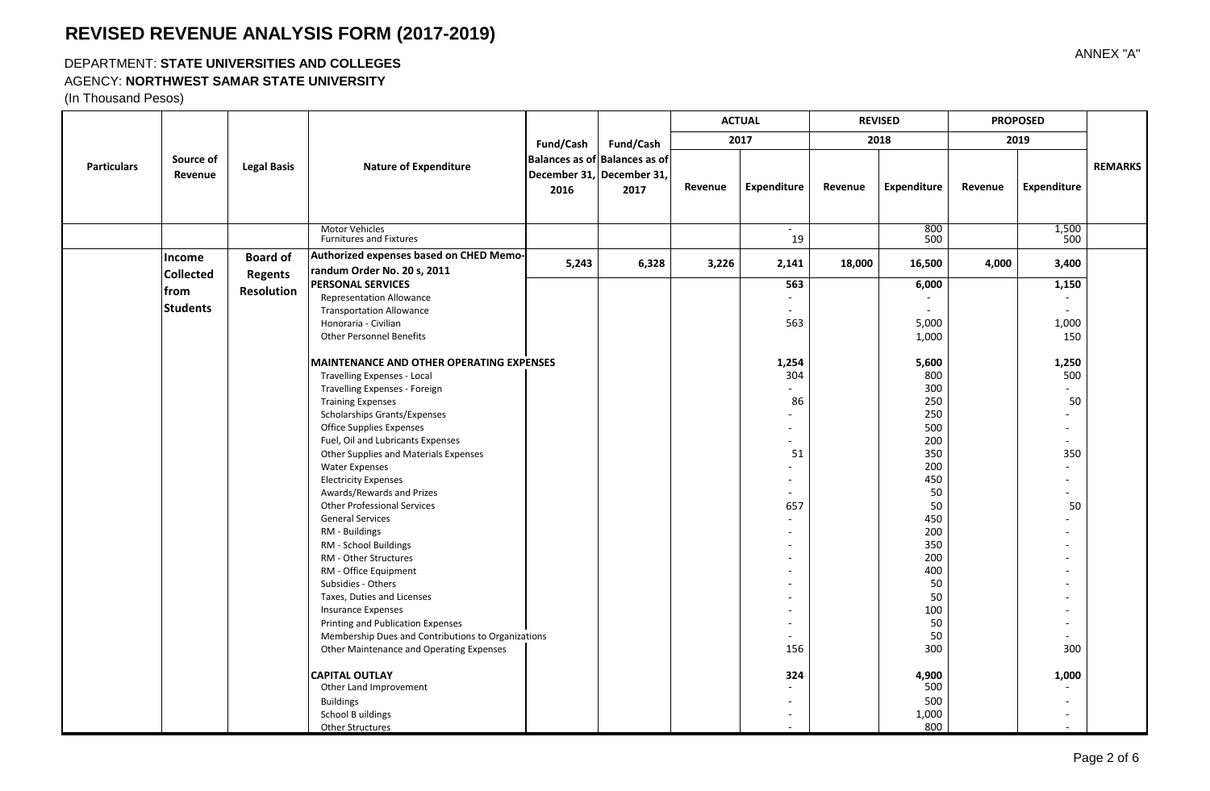# REVISED REVENUE ANALYSIS FORM (2017-2019)

ANNEX "A"

DEPARTMENT: **STATE UNIVERSITIES AND COLLEGES**

AGENCY: **NORTHWEST SAMAR STATE UNIVERSITY**

(In Thousand Pesos)

| Particulars | Source of Revenue | Legal Basis | Nature of Expenditure | Fund/Cash Balances as of December 31, 2016 | Fund/Cash Balances as of December 31, 2017 | ACTUAL 2017 Revenue | ACTUAL 2017 Expenditure | REVISED 2018 Revenue | REVISED 2018 Expenditure | PROPOSED 2019 Revenue | PROPOSED 2019 Expenditure | REMARKS |
|---|---|---|---|---|---|---|---|---|---|---|---|---|
| | | | Motor Vehicles | | | | - | | 800 | | 1,500 | |
| | | | Furnitures and Fixtures | | | | 19 | | 500 | | 500 | |
| | **Income Collected from Students** | **Board of Regents Resolution** | **Authorized expenses based on CHED Memorandum Order No. 20 s, 2011** | **5,243** | **6,328** | **3,226** | **2,141** | **18,000** | **16,500** | **4,000** | **3,400** | |
| | | | **PERSONAL SERVICES** | | | | **563** | | **6,000** | | **1,150** | |
| | | | Representation Allowance | | | | - | | - | | - | |
| | | | Transportation Allowance | | | | - | | - | | - | |
| | | | Honoraria - Civilian | | | | 563 | | 5,000 | | 1,000 | |
| | | | Other Personnel Benefits | | | | | | 1,000 | | 150 | |
| | | | **MAINTENANCE AND OTHER OPERATING EXPENSES** | | | | **1,254** | | **5,600** | | **1,250** | |
| | | | Travelling Expenses - Local | | | | 304 | | 800 | | 500 | |
| | | | Travelling Expenses - Foreign | | | | - | | 300 | | - | |
| | | | Training Expenses | | | | 86 | | 250 | | 50 | |
| | | | Scholarships Grants/Expenses | | | | - | | 250 | | - | |
| | | | Office Supplies Expenses | | | | - | | 500 | | - | |
| | | | Fuel, Oil and Lubricants Expenses | | | | - | | 200 | | - | |
| | | | Other Supplies and Materials Expenses | | | | 51 | | 350 | | 350 | |
| | | | Water Expenses | | | | - | | 200 | | - | |
| | | | Electricity Expenses | | | | - | | 450 | | - | |
| | | | Awards/Rewards and Prizes | | | | - | | 50 | | - | |
| | | | Other Professional Services | | | | 657 | | 50 | | 50 | |
| | | | General Services | | | | - | | 450 | | - | |
| | | | RM - Buildings | | | | - | | 200 | | - | |
| | | | RM - School Buildings | | | | - | | 350 | | - | |
| | | | RM - Other Structures | | | | - | | 200 | | - | |
| | | | RM - Office Equipment | | | | - | | 400 | | - | |
| | | | Subsidies - Others | | | | - | | 50 | | - | |
| | | | Taxes, Duties and Licenses | | | | - | | 50 | | - | |
| | | | Insurance Expenses | | | | - | | 100 | | - | |
| | | | Printing and Publication Expenses | | | | - | | 50 | | - | |
| | | | Membership Dues and Contributions to Organizations | | | | - | | 50 | | - | |
| | | | Other Maintenance and Operating Expenses | | | | 156 | | 300 | | 300 | |
| | | | **CAPITAL OUTLAY** | | | | **324** | | **4,900** | | **1,000** | |
| | | | Other Land Improvement | | | | - | | 500 | | - | |
| | | | Buildings | | | | - | | 500 | | - | |
| | | | School B uildings | | | | - | | 1,000 | | - | |
| | | | Other Structures | | | | - | | 800 | | - | |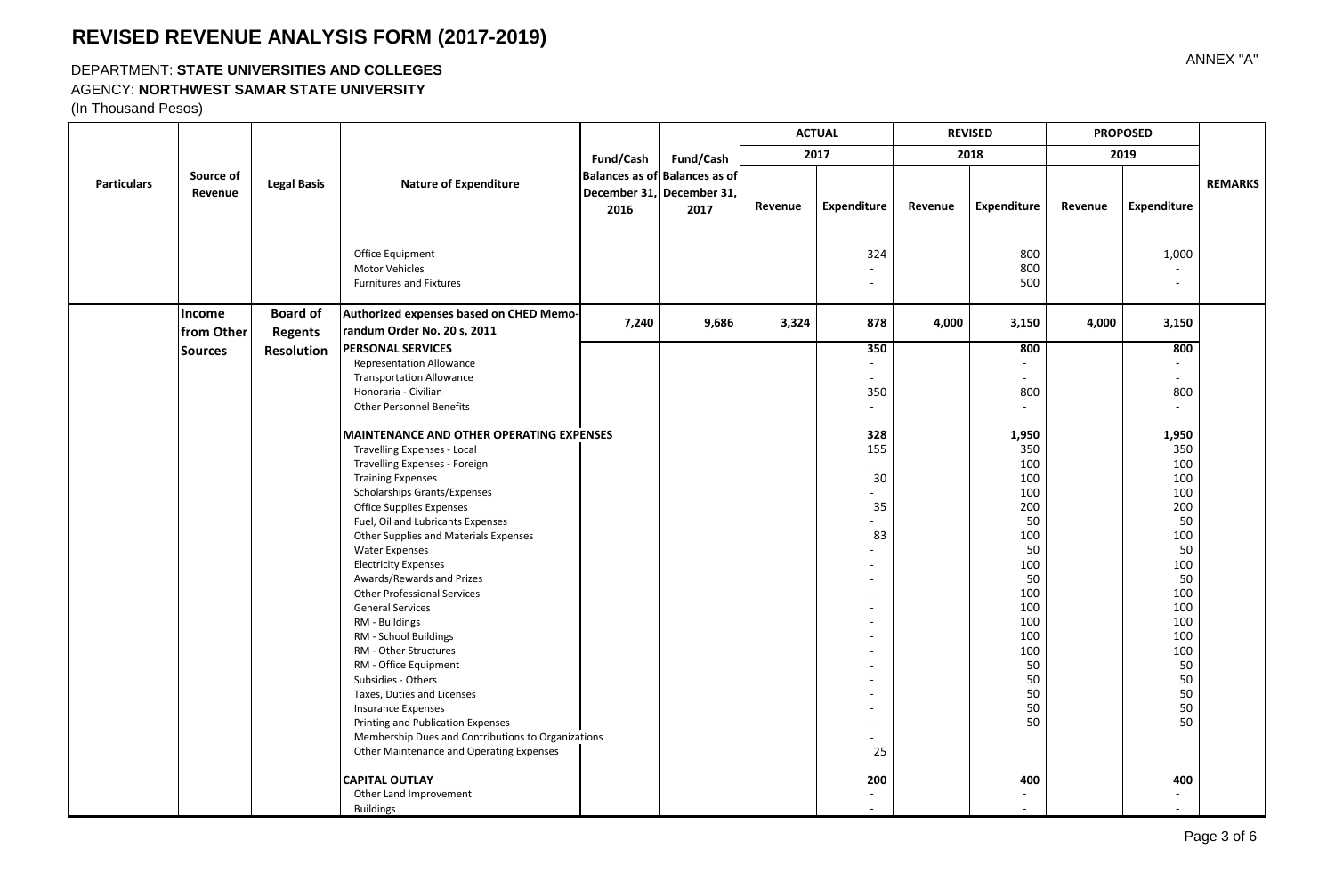# REVISED REVENUE ANALYSIS FORM (2017-2019)

ANNEX "A"

DEPARTMENT: **STATE UNIVERSITIES AND COLLEGES**
AGENCY: **NORTHWEST SAMAR STATE UNIVERSITY**
(In Thousand Pesos)

| Particulars | Source of Revenue | Legal Basis | Nature of Expenditure | Fund/Cash Balances as of December 31, 2016 | Fund/Cash Balances as of December 31, 2017 | ACTUAL 2017 | | REVISED 2018 | | PROPOSED 2019 | | REMARKS |
|---|---|---|---|---|---|---|---|---|---|---|---|---|
| | | | | | | Revenue | Expenditure | Revenue | Expenditure | Revenue | Expenditure | |
| | | | Office Equipment | | | | 324 | | 800 | | 1,000 | |
| | | | Motor Vehicles | | | | - | | 800 | | - | |
| | | | Furnitures and Fixtures | | | | - | | 500 | | - | |
| | **Income from Other Sources** | **Board of Regents Resolution** | **Authorized expenses based on CHED Memorandum Order No. 20 s, 2011** | **7,240** | **9,686** | **3,324** | **878** | **4,000** | **3,150** | **4,000** | **3,150** | |
| | | | **PERSONAL SERVICES** | | | | **350** | | **800** | | **800** | |
| | | | Representation Allowance | | | | - | | - | | - | |
| | | | Transportation Allowance | | | | - | | - | | - | |
| | | | Honoraria - Civilian | | | | 350 | | 800 | | 800 | |
| | | | Other Personnel Benefits | | | | - | | - | | - | |
| | | | **MAINTENANCE AND OTHER OPERATING EXPENSES** | | | | **328** | | **1,950** | | **1,950** | |
| | | | Travelling Expenses - Local | | | | 155 | | 350 | | 350 | |
| | | | Travelling Expenses - Foreign | | | | - | | 100 | | 100 | |
| | | | Training Expenses | | | | 30 | | 100 | | 100 | |
| | | | Scholarships Grants/Expenses | | | | - | | 100 | | 100 | |
| | | | Office Supplies Expenses | | | | 35 | | 200 | | 200 | |
| | | | Fuel, Oil and Lubricants Expenses | | | | - | | 50 | | 50 | |
| | | | Other Supplies and Materials Expenses | | | | 83 | | 100 | | 100 | |
| | | | Water Expenses | | | | - | | 50 | | 50 | |
| | | | Electricity Expenses | | | | - | | 100 | | 100 | |
| | | | Awards/Rewards and Prizes | | | | - | | 50 | | 50 | |
| | | | Other Professional Services | | | | - | | 100 | | 100 | |
| | | | General Services | | | | - | | 100 | | 100 | |
| | | | RM - Buildings | | | | - | | 100 | | 100 | |
| | | | RM - School Buildings | | | | - | | 100 | | 100 | |
| | | | RM - Other Structures | | | | - | | 100 | | 100 | |
| | | | RM - Office Equipment | | | | - | | 50 | | 50 | |
| | | | Subsidies - Others | | | | - | | 50 | | 50 | |
| | | | Taxes, Duties and Licenses | | | | - | | 50 | | 50 | |
| | | | Insurance Expenses | | | | - | | 50 | | 50 | |
| | | | Printing and Publication Expenses | | | | - | | 50 | | 50 | |
| | | | Membership Dues and Contributions to Organizations | | | | - | | | | | |
| | | | Other Maintenance and Operating Expenses | | | | 25 | | | | | |
| | | | **CAPITAL OUTLAY** | | | | **200** | | **400** | | **400** | |
| | | | Other Land Improvement | | | | - | | - | | - | |
| | | | Buildings | | | | - | | - | | - | |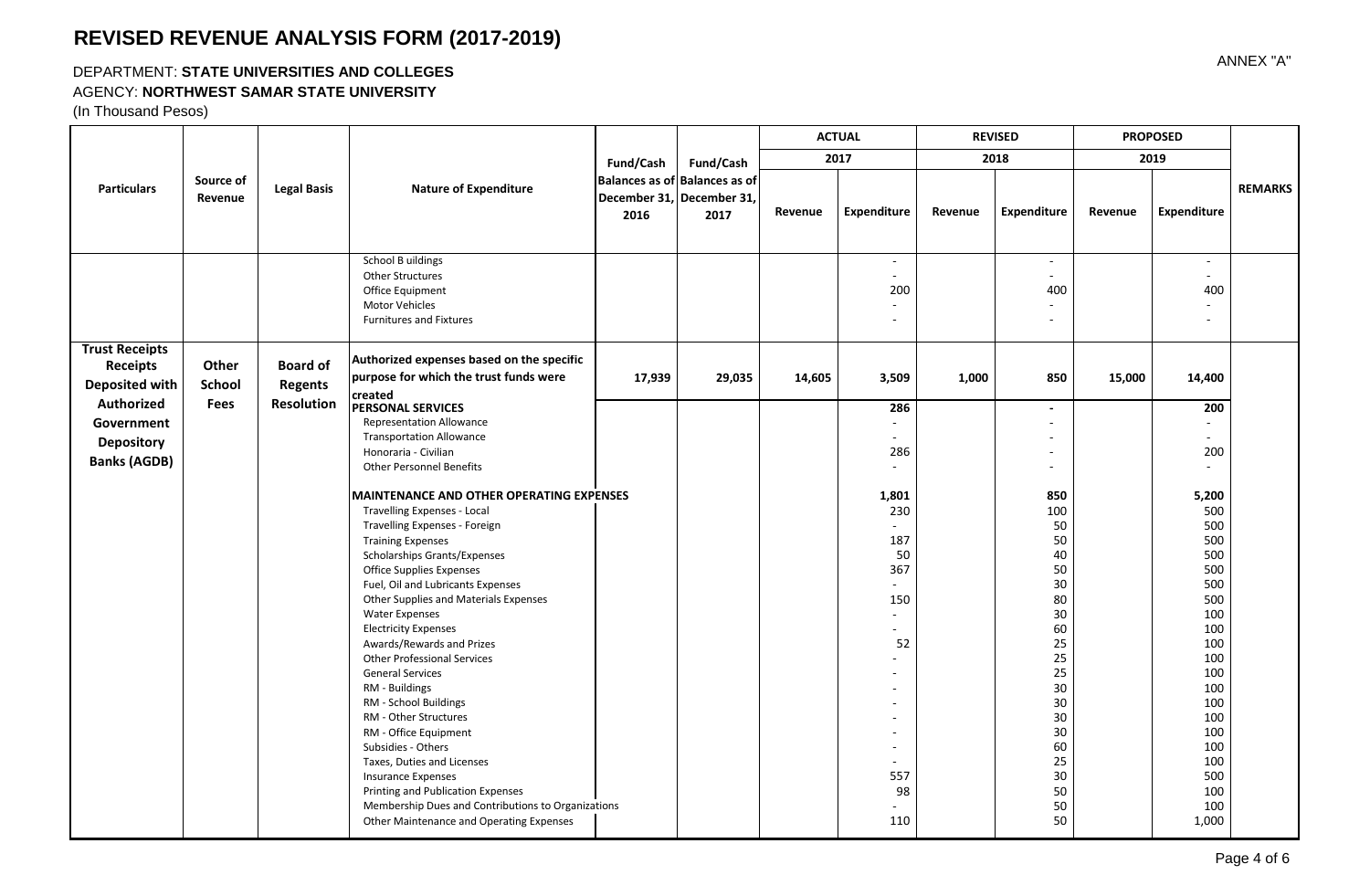# REVISED REVENUE ANALYSIS FORM (2017-2019)

ANNEX "A"

DEPARTMENT: **STATE UNIVERSITIES AND COLLEGES**

AGENCY: **NORTHWEST SAMAR STATE UNIVERSITY**

(In Thousand Pesos)

| Particulars | Source of Revenue | Legal Basis | Nature of Expenditure | Fund/Cash Balances as of December 31, 2016 | Fund/Cash Balances as of December 31, 2017 | ACTUAL 2017 | | REVISED 2018 | | PROPOSED 2019 | | REMARKS |
|---|---|---|---|---|---|---|---|---|---|---|---|---|
| | | | | | | Revenue | Expenditure | Revenue | Expenditure | Revenue | Expenditure | |
| | | | School B uildings | | | | - | | - | | - | |
| | | | Other Structures | | | | - | | - | | - | |
| | | | Office Equipment | | | | 200 | | 400 | | 400 | |
| | | | Motor Vehicles | | | | - | | - | | - | |
| | | | Furnitures and Fixtures | | | | - | | - | | - | |
| **Trust Receipts Deposited with Authorized Government Depository Banks (AGDB)** | **Other School Fees** | **Board of Regents Resolution** | **Authorized expenses based on the specific purpose for which the trust funds were created** | **17,939** | **29,035** | **14,605** | **3,509** | **1,000** | **850** | **15,000** | **14,400** | |
| | | | **PERSONAL SERVICES** | | | | **286** | | **-** | | **200** | |
| | | | Representation Allowance | | | | - | | - | | - | |
| | | | Transportation Allowance | | | | - | | - | | - | |
| | | | Honoraria - Civilian | | | | 286 | | - | | 200 | |
| | | | Other Personnel Benefits | | | | - | | - | | - | |
| | | | **MAINTENANCE AND OTHER OPERATING EXPENSES** | | | | **1,801** | | **850** | | **5,200** | |
| | | | Travelling Expenses - Local | | | | 230 | | 100 | | 500 | |
| | | | Travelling Expenses - Foreign | | | | - | | 50 | | 500 | |
| | | | Training Expenses | | | | 187 | | 50 | | 500 | |
| | | | Scholarships Grants/Expenses | | | | 50 | | 40 | | 500 | |
| | | | Office Supplies Expenses | | | | 367 | | 50 | | 500 | |
| | | | Fuel, Oil and Lubricants Expenses | | | | - | | 30 | | 500 | |
| | | | Other Supplies and Materials Expenses | | | | 150 | | 80 | | 500 | |
| | | | Water Expenses | | | | - | | 30 | | 100 | |
| | | | Electricity Expenses | | | | - | | 60 | | 100 | |
| | | | Awards/Rewards and Prizes | | | | 52 | | 25 | | 100 | |
| | | | Other Professional Services | | | | - | | 25 | | 100 | |
| | | | General Services | | | | - | | 25 | | 100 | |
| | | | RM - Buildings | | | | - | | 30 | | 100 | |
| | | | RM - School Buildings | | | | - | | 30 | | 100 | |
| | | | RM - Other Structures | | | | - | | 30 | | 100 | |
| | | | RM - Office Equipment | | | | - | | 30 | | 100 | |
| | | | Subsidies - Others | | | | - | | 60 | | 100 | |
| | | | Taxes, Duties and Licenses | | | | - | | 25 | | 100 | |
| | | | Insurance Expenses | | | | 557 | | 30 | | 500 | |
| | | | Printing and Publication Expenses | | | | 98 | | 50 | | 100 | |
| | | | Membership Dues and Contributions to Organizations | | | | - | | 50 | | 100 | |
| | | | Other Maintenance and Operating Expenses | | | | 110 | | 50 | | 1,000 | |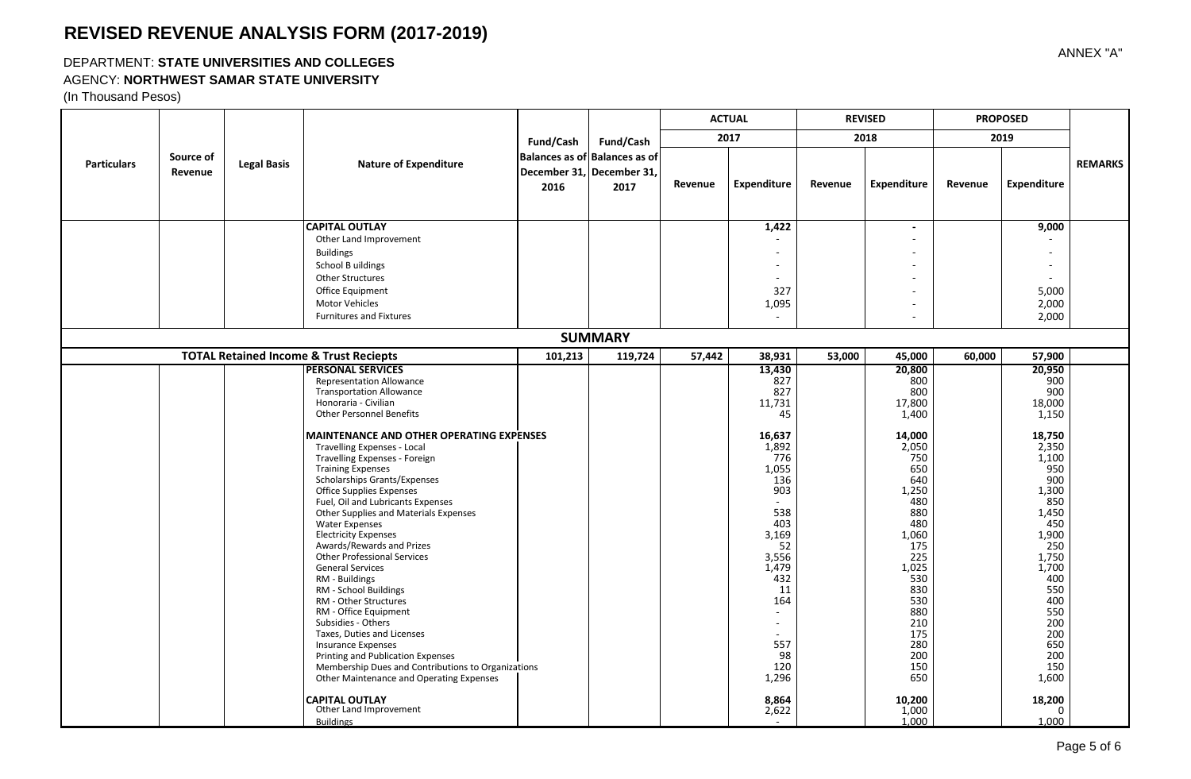# REVISED REVENUE ANALYSIS FORM (2017-2019)

ANNEX "A"

DEPARTMENT: **STATE UNIVERSITIES AND COLLEGES**

AGENCY: **NORTHWEST SAMAR STATE UNIVERSITY**

(In Thousand Pesos)

| Particulars | Source of Revenue | Legal Basis | Nature of Expenditure | Fund/Cash Balances as of December 31, 2016 | Fund/Cash Balances as of December 31, 2017 | ACTUAL 2017 Revenue | ACTUAL 2017 Expenditure | REVISED 2018 Revenue | REVISED 2018 Expenditure | PROPOSED 2019 Revenue | PROPOSED 2019 Expenditure | REMARKS |
|---|---|---|---|---|---|---|---|---|---|---|---|---|
| | | | **CAPITAL OUTLAY** | | | | **1,422** | | **-** | | **9,000** | |
| | | | Other Land Improvement | | | | - | | - | | - | |
| | | | Buildings | | | | - | | - | | - | |
| | | | School B uildings | | | | - | | - | | - | |
| | | | Other Structures | | | | - | | - | | - | |
| | | | Office Equipment | | | | 327 | | - | | 5,000 | |
| | | | Motor Vehicles | | | | 1,095 | | - | | 2,000 | |
| | | | Furnitures and Fixtures | | | | - | | - | | 2,000 | |
| **SUMMARY** | | | | | | | | | | | | |
| **TOTAL Retained Income & Trust Reciepts** | | | | **101,213** | **119,724** | **57,442** | **38,931** | **53,000** | **45,000** | **60,000** | **57,900** | |
| | | | **PERSONAL SERVICES** | | | | **13,430** | | **20,800** | | **20,950** | |
| | | | Representation Allowance | | | | 827 | | 800 | | 900 | |
| | | | Transportation Allowance | | | | 827 | | 800 | | 900 | |
| | | | Honoraria - Civilian | | | | 11,731 | | 17,800 | | 18,000 | |
| | | | Other Personnel Benefits | | | | 45 | | 1,400 | | 1,150 | |
| | | | **MAINTENANCE AND OTHER OPERATING EXPENSES** | | | | **16,637** | | **14,000** | | **18,750** | |
| | | | Travelling Expenses - Local | | | | 1,892 | | 2,050 | | 2,350 | |
| | | | Travelling Expenses - Foreign | | | | 776 | | 750 | | 1,100 | |
| | | | Training Expenses | | | | 1,055 | | 650 | | 950 | |
| | | | Scholarships Grants/Expenses | | | | 136 | | 640 | | 900 | |
| | | | Office Supplies Expenses | | | | 903 | | 1,250 | | 1,300 | |
| | | | Fuel, Oil and Lubricants Expenses | | | | - | | 480 | | 850 | |
| | | | Other Supplies and Materials Expenses | | | | 538 | | 880 | | 1,450 | |
| | | | Water Expenses | | | | 403 | | 480 | | 450 | |
| | | | Electricity Expenses | | | | 3,169 | | 1,060 | | 1,900 | |
| | | | Awards/Rewards and Prizes | | | | 52 | | 175 | | 250 | |
| | | | Other Professional Services | | | | 3,556 | | 225 | | 1,750 | |
| | | | General Services | | | | 1,479 | | 1,025 | | 1,700 | |
| | | | RM - Buildings | | | | 432 | | 530 | | 400 | |
| | | | RM - School Buildings | | | | 11 | | 830 | | 550 | |
| | | | RM - Other Structures | | | | 164 | | 530 | | 400 | |
| | | | RM - Office Equipment | | | | - | | 880 | | 550 | |
| | | | Subsidies - Others | | | | - | | 210 | | 200 | |
| | | | Taxes, Duties and Licenses | | | | - | | 175 | | 200 | |
| | | | Insurance Expenses | | | | 557 | | 280 | | 650 | |
| | | | Printing and Publication Expenses | | | | 98 | | 200 | | 200 | |
| | | | Membership Dues and Contributions to Organizations | | | | 120 | | 150 | | 150 | |
| | | | Other Maintenance and Operating Expenses | | | | 1,296 | | 650 | | 1,600 | |
| | | | **CAPITAL OUTLAY** | | | | **8,864** | | **10,200** | | **18,200** | |
| | | | Other Land Improvement | | | | 2,622 | | 1,000 | | 0 | |
| | | | Buildings | | | | - | | 1,000 | | 1,000 | |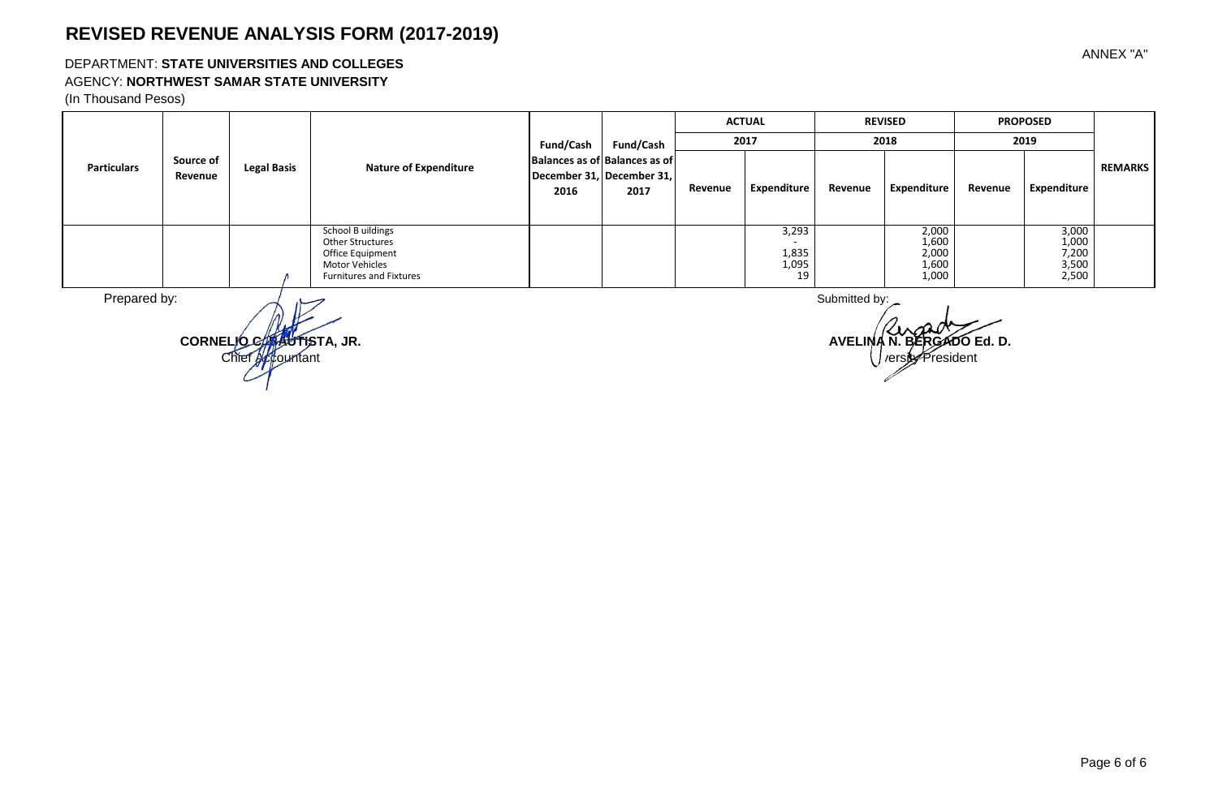ANNEX "A"

# REVISED REVENUE ANALYSIS FORM (2017-2019)

DEPARTMENT: **STATE UNIVERSITIES AND COLLEGES**

AGENCY: **NORTHWEST SAMAR STATE UNIVERSITY**

(In Thousand Pesos)

| Particulars | Source of Revenue | Legal Basis | Nature of Expenditure | Fund/Cash Balances as of December 31, 2016 | Fund/Cash Balances as of December 31, 2017 | ACTUAL 2017 | | REVISED 2018 | | PROPOSED 2019 | | REMARKS |
|---|---|---|---|---|---|---|---|---|---|---|---|---|
| | | | | | | Revenue | Expenditure | Revenue | Expenditure | Revenue | Expenditure | |
| | | | School B uildings | | | | 3,293 | | 2,000 | | 3,000 | |
| | | | Other Structures | | | | - | | 1,600 | | 1,000 | |
| | | | Office Equipment | | | | 1,835 | | 2,000 | | 7,200 | |
| | | | Motor Vehicles | | | | 1,095 | | 1,600 | | 3,500 | |
| | | | Furnitures and Fixtures | | | | 19 | | 1,000 | | 2,500 | |

Prepared by:

**CORNELIO C. BAUTISTA, JR.**
Chief Accountant

Submitted by:

**AVELINA N. BERGADO Ed. D.**
University President